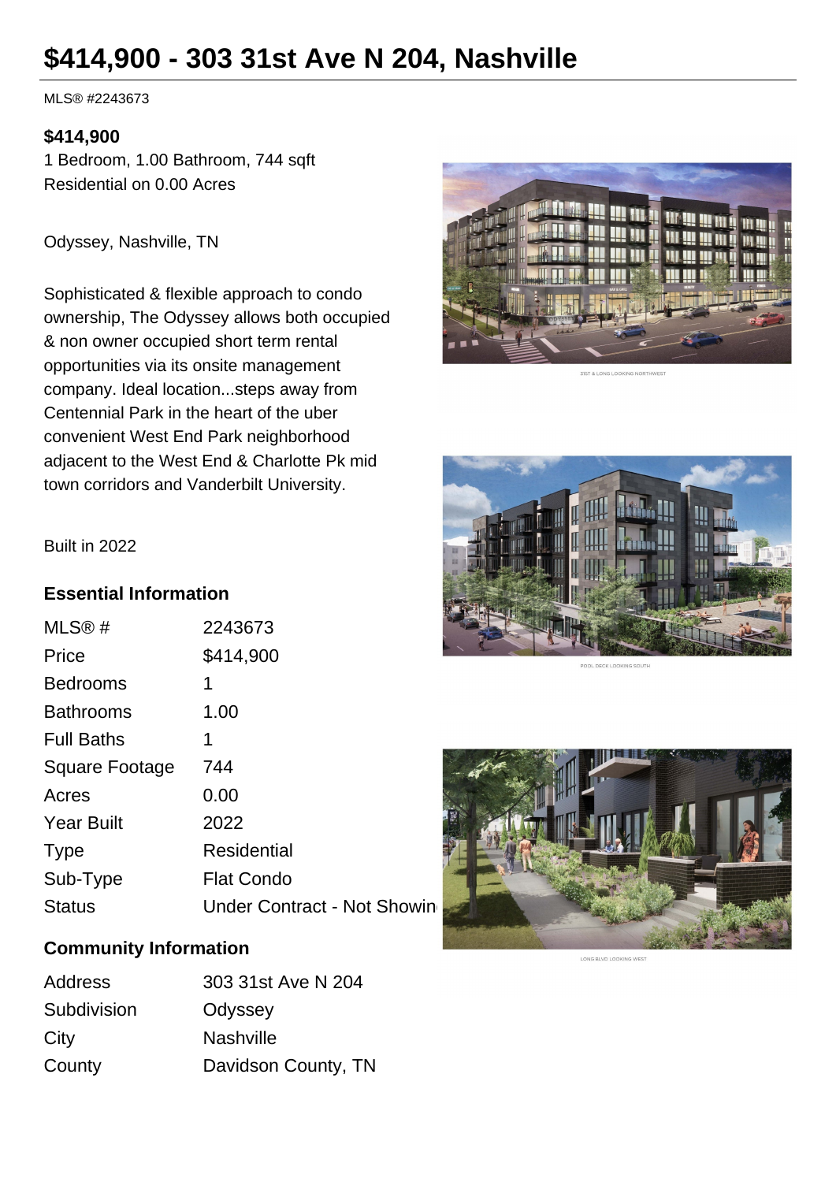# $414,900 - 303 31st Ave N 204, Nashville

MLS® #2243673

**$414,900**

1 Bedroom, 1.00 Bathroom, 744 sqft

Residential on 0.00 Acres

Odyssey, Nashville, TN

Sophisticated & flexible approach to condo ownership, The Odyssey allows both occupied & non owner occupied short term rental opportunities via its onsite management company. Ideal location...steps away from Centennial Park in the heart of the uber convenient West End Park neighborhood adjacent to the West End & Charlotte Pk mid town corridors and Vanderbilt University.

Built in 2022

## Essential Information

| | |
|---|---|
| MLS® # | 2243673 |
| Price | $414,900 |
| Bedrooms | 1 |
| Bathrooms | 1.00 |
| Full Baths | 1 |
| Square Footage | 744 |
| Acres | 0.00 |
| Year Built | 2022 |
| Type | Residential |
| Sub-Type | Flat Condo |
| Status | Under Contract - Not Showin |

## Community Information

| | |
|---|---|
| Address | 303 31st Ave N 204 |
| Subdivision | Odyssey |
| City | Nashville |
| County | Davidson County, TN |

31ST & LONG LOOKING NORTHWEST

POOL DECK LOOKING SOUTH

LONG BLVD LOOKING WEST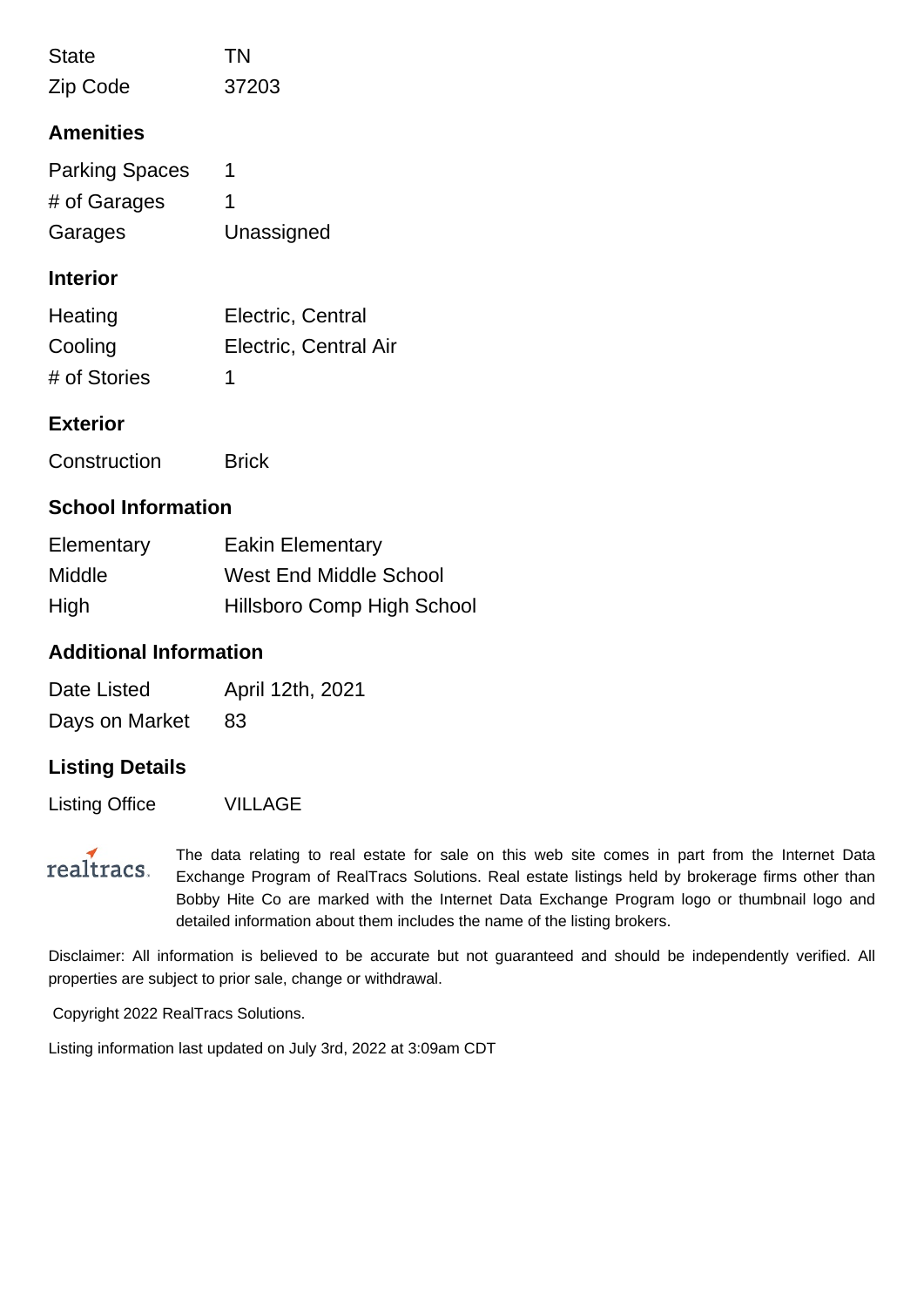| | |
|---|---|
| State | TN |
| Zip Code | 37203 |

## Amenities

| | |
|---|---|
| Parking Spaces | 1 |
| # of Garages | 1 |
| Garages | Unassigned |

## Interior

| | |
|---|---|
| Heating | Electric, Central |
| Cooling | Electric, Central Air |
| # of Stories | 1 |

## Exterior

| | |
|---|---|
| Construction | Brick |

## School Information

| | |
|---|---|
| Elementary | Eakin Elementary |
| Middle | West End Middle School |
| High | Hillsboro Comp High School |

## Additional Information

| | |
|---|---|
| Date Listed | April 12th, 2021 |
| Days on Market | 83 |

## Listing Details

| | |
|---|---|
| Listing Office | VILLAGE |

realtracs

The data relating to real estate for sale on this web site comes in part from the Internet Data Exchange Program of RealTracs Solutions. Real estate listings held by brokerage firms other than Bobby Hite Co are marked with the Internet Data Exchange Program logo or thumbnail logo and detailed information about them includes the name of the listing brokers.

Disclaimer: All information is believed to be accurate but not guaranteed and should be independently verified. All properties are subject to prior sale, change or withdrawal.

Copyright 2022 RealTracs Solutions.

Listing information last updated on July 3rd, 2022 at 3:09am CDT